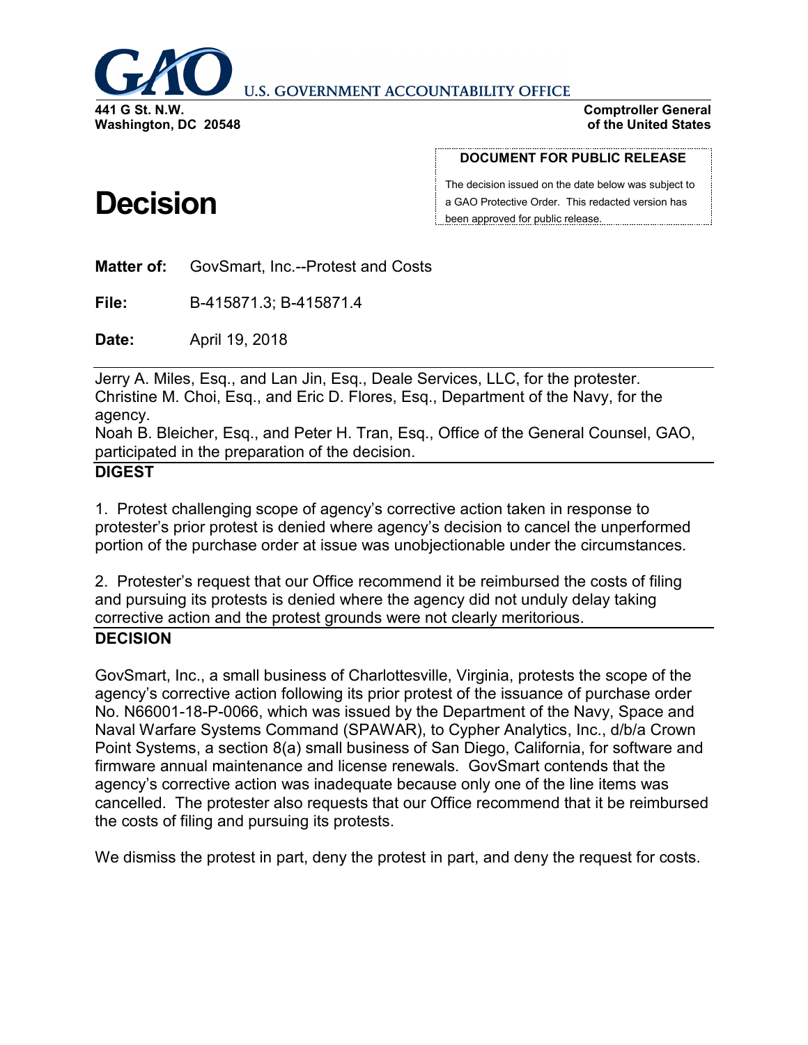GAO U.S. GOVERNMENT ACCOUNTABILITY OFFICE

**441 G St. N.W.**
**Washington, DC 20548**

**Comptroller General**
**of the United States**

**DOCUMENT FOR PUBLIC RELEASE**

The decision issued on the date below was subject to a GAO Protective Order. This redacted version has been approved for public release.

# Decision

**Matter of:** GovSmart, Inc.--Protest and Costs

**File:** B-415871.3; B-415871.4

**Date:** April 19, 2018

Jerry A. Miles, Esq., and Lan Jin, Esq., Deale Services, LLC, for the protester.
Christine M. Choi, Esq., and Eric D. Flores, Esq., Department of the Navy, for the agency.
Noah B. Bleicher, Esq., and Peter H. Tran, Esq., Office of the General Counsel, GAO, participated in the preparation of the decision.

## DIGEST

1. Protest challenging scope of agency's corrective action taken in response to protester's prior protest is denied where agency's decision to cancel the unperformed portion of the purchase order at issue was unobjectionable under the circumstances.

2. Protester's request that our Office recommend it be reimbursed the costs of filing and pursuing its protests is denied where the agency did not unduly delay taking corrective action and the protest grounds were not clearly meritorious.

## DECISION

GovSmart, Inc., a small business of Charlottesville, Virginia, protests the scope of the agency's corrective action following its prior protest of the issuance of purchase order No. N66001-18-P-0066, which was issued by the Department of the Navy, Space and Naval Warfare Systems Command (SPAWAR), to Cypher Analytics, Inc., d/b/a Crown Point Systems, a section 8(a) small business of San Diego, California, for software and firmware annual maintenance and license renewals. GovSmart contends that the agency's corrective action was inadequate because only one of the line items was cancelled. The protester also requests that our Office recommend that it be reimbursed the costs of filing and pursuing its protests.

We dismiss the protest in part, deny the protest in part, and deny the request for costs.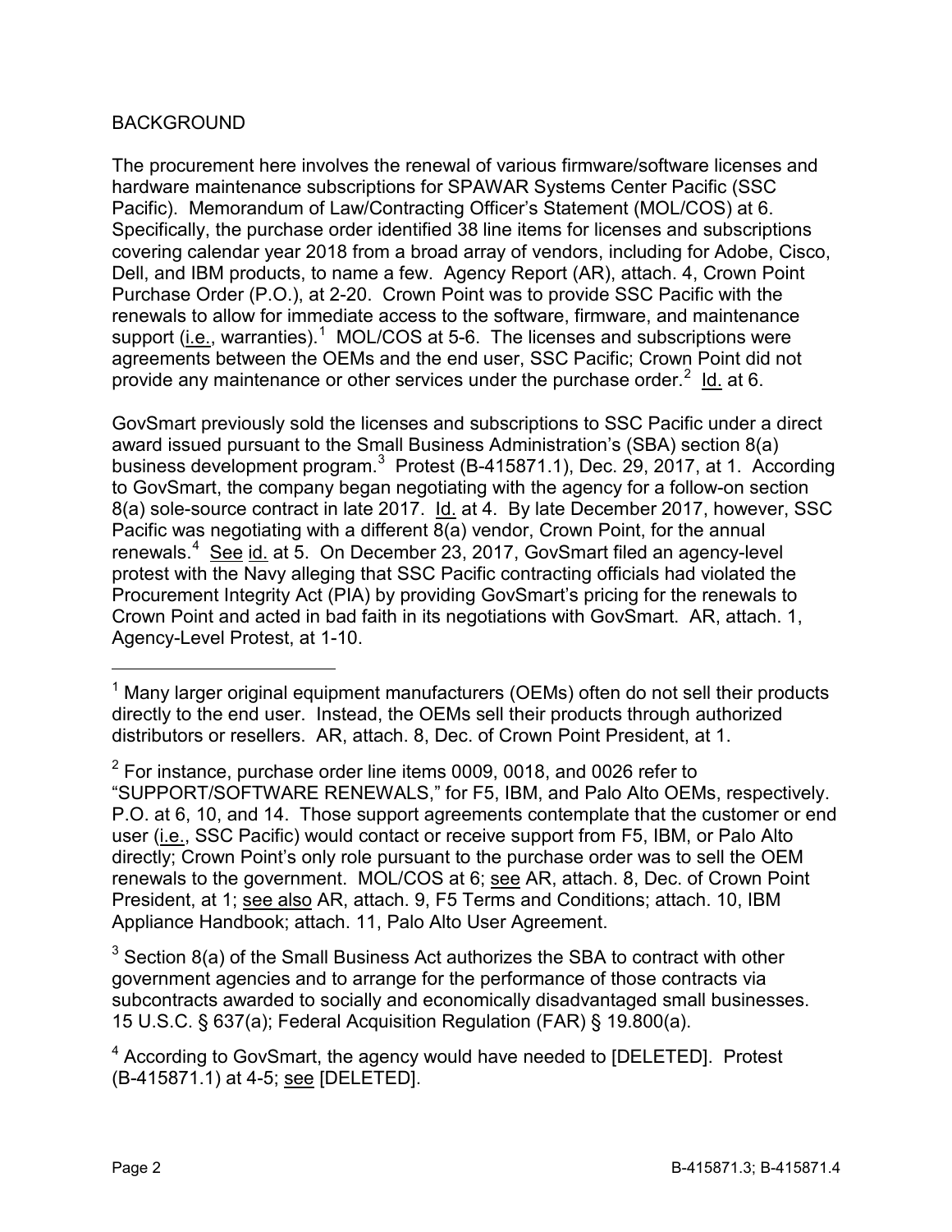## BACKGROUND

The procurement here involves the renewal of various firmware/software licenses and hardware maintenance subscriptions for SPAWAR Systems Center Pacific (SSC Pacific). Memorandum of Law/Contracting Officer's Statement (MOL/COS) at 6. Specifically, the purchase order identified 38 line items for licenses and subscriptions covering calendar year 2018 from a broad array of vendors, including for Adobe, Cisco, Dell, and IBM products, to name a few. Agency Report (AR), attach. 4, Crown Point Purchase Order (P.O.), at 2-20. Crown Point was to provide SSC Pacific with the renewals to allow for immediate access to the software, firmware, and maintenance support (i.e., warranties).[1] MOL/COS at 5-6. The licenses and subscriptions were agreements between the OEMs and the end user, SSC Pacific; Crown Point did not provide any maintenance or other services under the purchase order.[2] Id. at 6.

GovSmart previously sold the licenses and subscriptions to SSC Pacific under a direct award issued pursuant to the Small Business Administration's (SBA) section 8(a) business development program.[3] Protest (B-415871.1), Dec. 29, 2017, at 1. According to GovSmart, the company began negotiating with the agency for a follow-on section 8(a) sole-source contract in late 2017. Id. at 4. By late December 2017, however, SSC Pacific was negotiating with a different 8(a) vendor, Crown Point, for the annual renewals.[4] See id. at 5. On December 23, 2017, GovSmart filed an agency-level protest with the Navy alleging that SSC Pacific contracting officials had violated the Procurement Integrity Act (PIA) by providing GovSmart's pricing for the renewals to Crown Point and acted in bad faith in its negotiations with GovSmart. AR, attach. 1, Agency-Level Protest, at 1-10.

---

[1] Many larger original equipment manufacturers (OEMs) often do not sell their products directly to the end user. Instead, the OEMs sell their products through authorized distributors or resellers. AR, attach. 8, Dec. of Crown Point President, at 1.

[2] For instance, purchase order line items 0009, 0018, and 0026 refer to "SUPPORT/SOFTWARE RENEWALS," for F5, IBM, and Palo Alto OEMs, respectively. P.O. at 6, 10, and 14. Those support agreements contemplate that the customer or end user (i.e., SSC Pacific) would contact or receive support from F5, IBM, or Palo Alto directly; Crown Point's only role pursuant to the purchase order was to sell the OEM renewals to the government. MOL/COS at 6; see AR, attach. 8, Dec. of Crown Point President, at 1; see also AR, attach. 9, F5 Terms and Conditions; attach. 10, IBM Appliance Handbook; attach. 11, Palo Alto User Agreement.

[3] Section 8(a) of the Small Business Act authorizes the SBA to contract with other government agencies and to arrange for the performance of those contracts via subcontracts awarded to socially and economically disadvantaged small businesses. 15 U.S.C. § 637(a); Federal Acquisition Regulation (FAR) § 19.800(a).

[4] According to GovSmart, the agency would have needed to [DELETED]. Protest (B-415871.1) at 4-5; see [DELETED].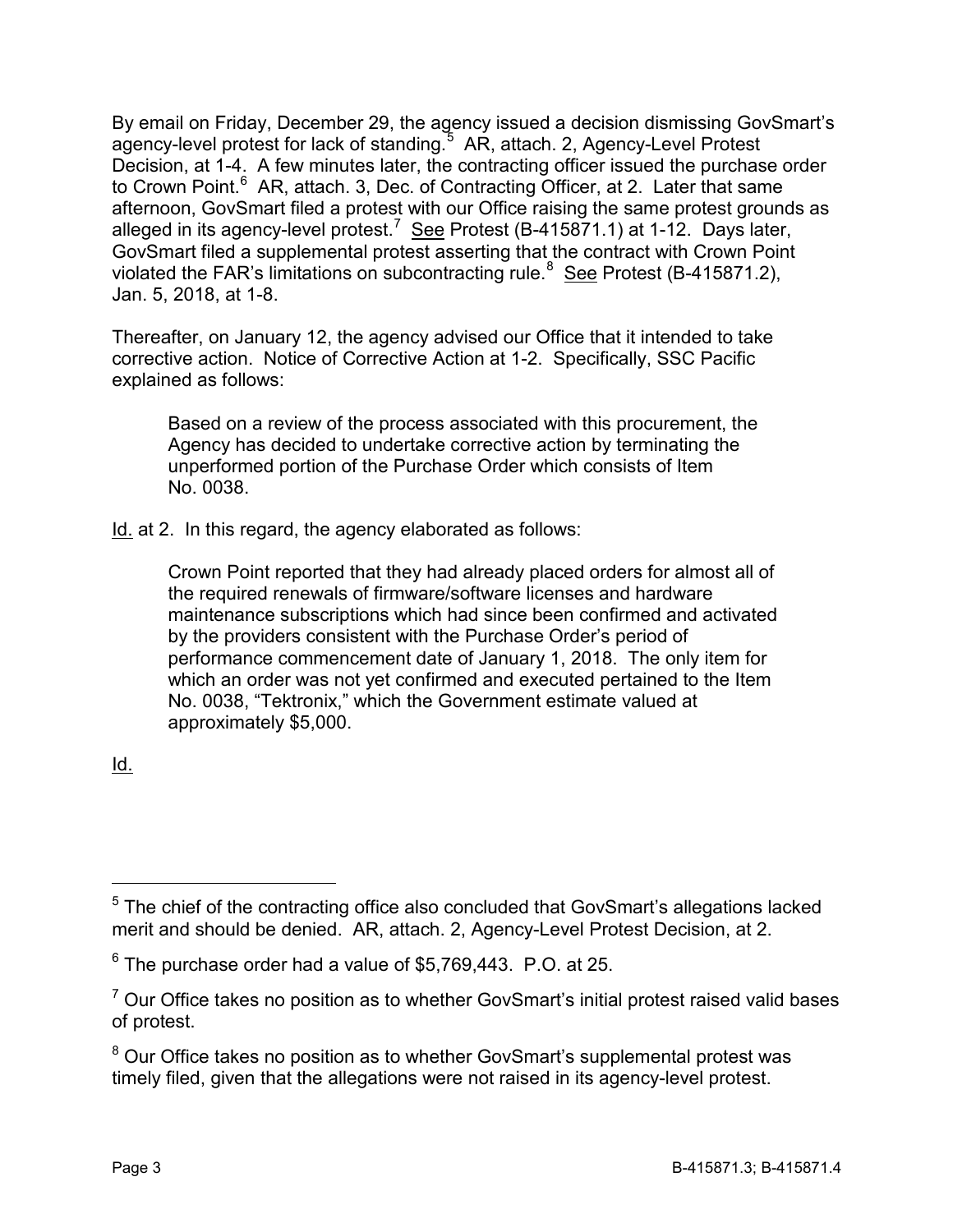By email on Friday, December 29, the agency issued a decision dismissing GovSmart's agency-level protest for lack of standing.[5] AR, attach. 2, Agency-Level Protest Decision, at 1-4. A few minutes later, the contracting officer issued the purchase order to Crown Point.[6] AR, attach. 3, Dec. of Contracting Officer, at 2. Later that same afternoon, GovSmart filed a protest with our Office raising the same protest grounds as alleged in its agency-level protest.[7] See Protest (B-415871.1) at 1-12. Days later, GovSmart filed a supplemental protest asserting that the contract with Crown Point violated the FAR's limitations on subcontracting rule.[8] See Protest (B-415871.2), Jan. 5, 2018, at 1-8.

Thereafter, on January 12, the agency advised our Office that it intended to take corrective action. Notice of Corrective Action at 1-2. Specifically, SSC Pacific explained as follows:

> Based on a review of the process associated with this procurement, the Agency has decided to undertake corrective action by terminating the unperformed portion of the Purchase Order which consists of Item No. 0038.

Id. at 2. In this regard, the agency elaborated as follows:

> Crown Point reported that they had already placed orders for almost all of the required renewals of firmware/software licenses and hardware maintenance subscriptions which had since been confirmed and activated by the providers consistent with the Purchase Order's period of performance commencement date of January 1, 2018. The only item for which an order was not yet confirmed and executed pertained to the Item No. 0038, "Tektronix," which the Government estimate valued at approximately $5,000.

Id.

---

[5] The chief of the contracting office also concluded that GovSmart's allegations lacked merit and should be denied. AR, attach. 2, Agency-Level Protest Decision, at 2.

[6] The purchase order had a value of $5,769,443. P.O. at 25.

[7] Our Office takes no position as to whether GovSmart's initial protest raised valid bases of protest.

[8] Our Office takes no position as to whether GovSmart's supplemental protest was timely filed, given that the allegations were not raised in its agency-level protest.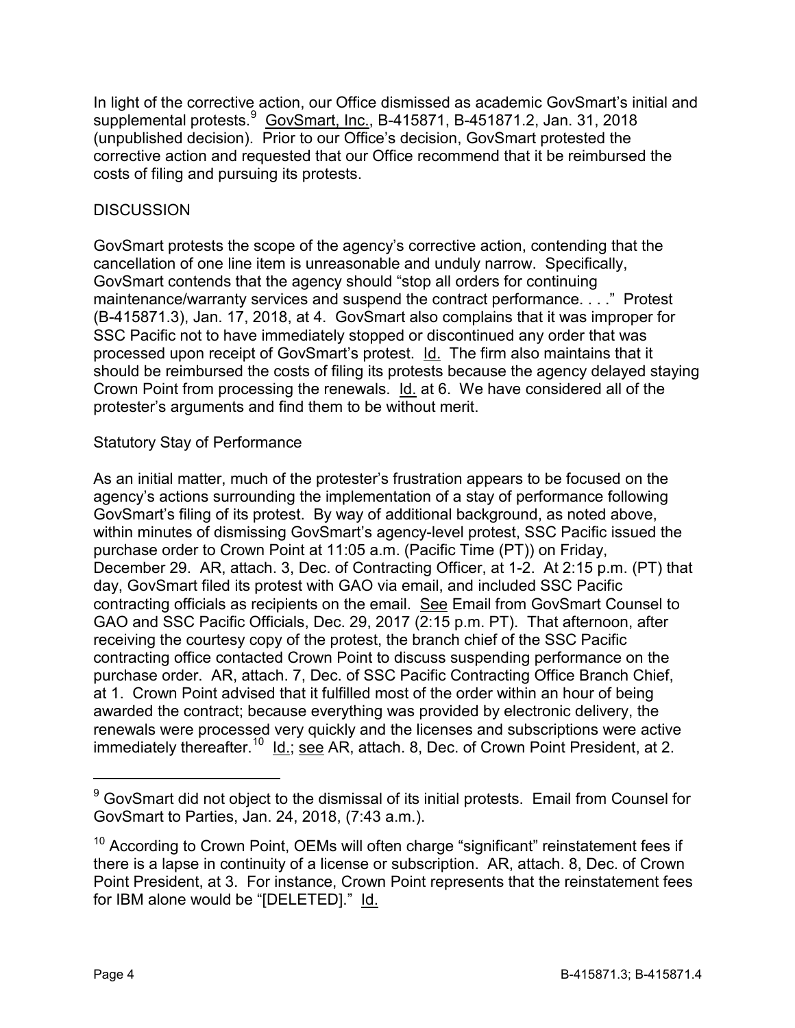In light of the corrective action, our Office dismissed as academic GovSmart's initial and supplemental protests.[9] GovSmart, Inc., B-415871, B-451871.2, Jan. 31, 2018 (unpublished decision). Prior to our Office's decision, GovSmart protested the corrective action and requested that our Office recommend that it be reimbursed the costs of filing and pursuing its protests.

## DISCUSSION

GovSmart protests the scope of the agency's corrective action, contending that the cancellation of one line item is unreasonable and unduly narrow. Specifically, GovSmart contends that the agency should "stop all orders for continuing maintenance/warranty services and suspend the contract performance. . . ." Protest (B-415871.3), Jan. 17, 2018, at 4. GovSmart also complains that it was improper for SSC Pacific not to have immediately stopped or discontinued any order that was processed upon receipt of GovSmart's protest. Id. The firm also maintains that it should be reimbursed the costs of filing its protests because the agency delayed staying Crown Point from processing the renewals. Id. at 6. We have considered all of the protester's arguments and find them to be without merit.

### Statutory Stay of Performance

As an initial matter, much of the protester's frustration appears to be focused on the agency's actions surrounding the implementation of a stay of performance following GovSmart's filing of its protest. By way of additional background, as noted above, within minutes of dismissing GovSmart's agency-level protest, SSC Pacific issued the purchase order to Crown Point at 11:05 a.m. (Pacific Time (PT)) on Friday, December 29. AR, attach. 3, Dec. of Contracting Officer, at 1-2. At 2:15 p.m. (PT) that day, GovSmart filed its protest with GAO via email, and included SSC Pacific contracting officials as recipients on the email. See Email from GovSmart Counsel to GAO and SSC Pacific Officials, Dec. 29, 2017 (2:15 p.m. PT). That afternoon, after receiving the courtesy copy of the protest, the branch chief of the SSC Pacific contracting office contacted Crown Point to discuss suspending performance on the purchase order. AR, attach. 7, Dec. of SSC Pacific Contracting Office Branch Chief, at 1. Crown Point advised that it fulfilled most of the order within an hour of being awarded the contract; because everything was provided by electronic delivery, the renewals were processed very quickly and the licenses and subscriptions were active immediately thereafter.[10] Id.; see AR, attach. 8, Dec. of Crown Point President, at 2.

---

[9] GovSmart did not object to the dismissal of its initial protests. Email from Counsel for GovSmart to Parties, Jan. 24, 2018, (7:43 a.m.).

[10] According to Crown Point, OEMs will often charge "significant" reinstatement fees if there is a lapse in continuity of a license or subscription. AR, attach. 8, Dec. of Crown Point President, at 3. For instance, Crown Point represents that the reinstatement fees for IBM alone would be "[DELETED]." Id.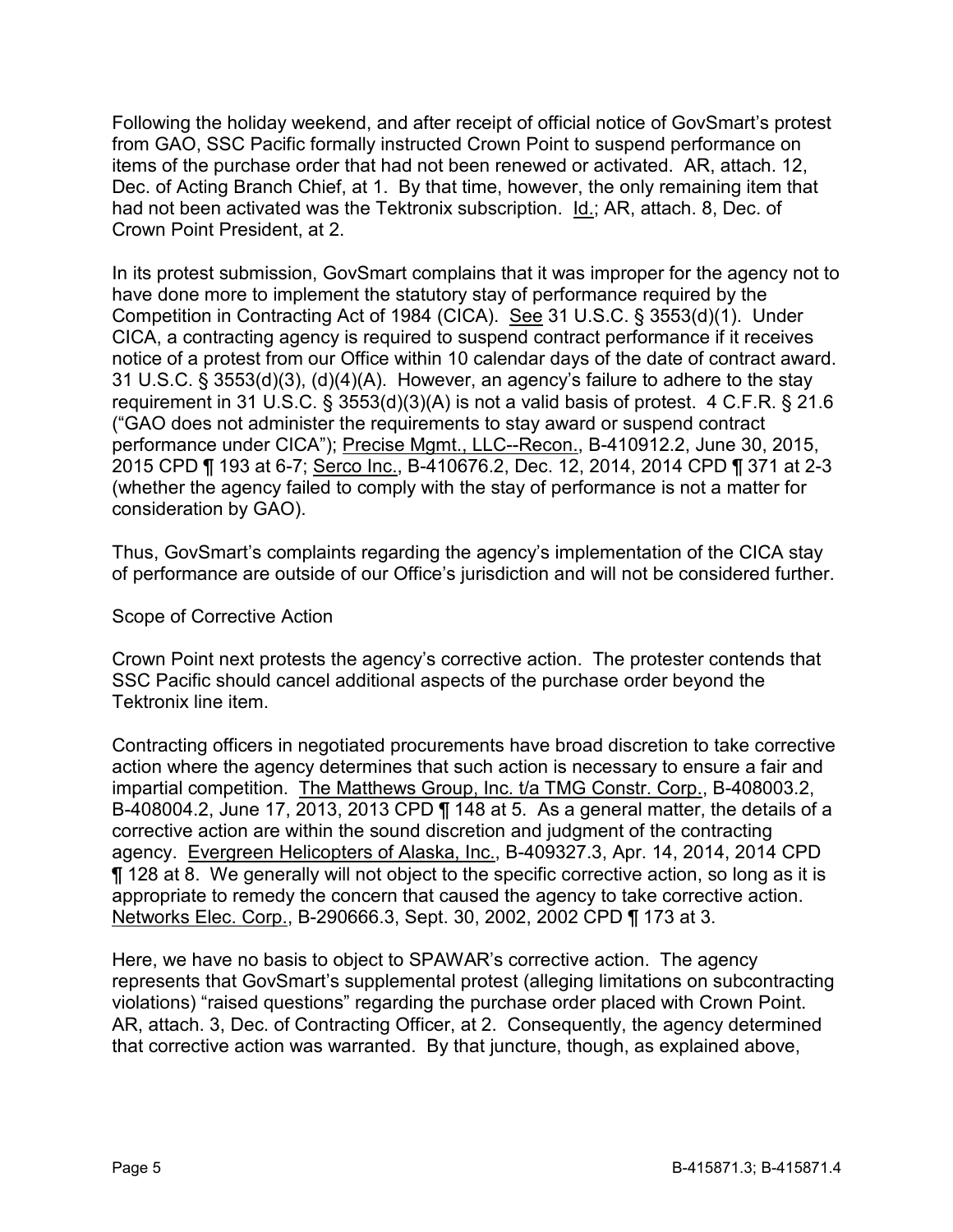Following the holiday weekend, and after receipt of official notice of GovSmart's protest from GAO, SSC Pacific formally instructed Crown Point to suspend performance on items of the purchase order that had not been renewed or activated. AR, attach. 12, Dec. of Acting Branch Chief, at 1. By that time, however, the only remaining item that had not been activated was the Tektronix subscription. Id.; AR, attach. 8, Dec. of Crown Point President, at 2.

In its protest submission, GovSmart complains that it was improper for the agency not to have done more to implement the statutory stay of performance required by the Competition in Contracting Act of 1984 (CICA). See 31 U.S.C. § 3553(d)(1). Under CICA, a contracting agency is required to suspend contract performance if it receives notice of a protest from our Office within 10 calendar days of the date of contract award. 31 U.S.C. § 3553(d)(3), (d)(4)(A). However, an agency's failure to adhere to the stay requirement in 31 U.S.C. § 3553(d)(3)(A) is not a valid basis of protest. 4 C.F.R. § 21.6 ("GAO does not administer the requirements to stay award or suspend contract performance under CICA"); Precise Mgmt., LLC--Recon., B-410912.2, June 30, 2015, 2015 CPD ¶ 193 at 6-7; Serco Inc., B-410676.2, Dec. 12, 2014, 2014 CPD ¶ 371 at 2-3 (whether the agency failed to comply with the stay of performance is not a matter for consideration by GAO).

Thus, GovSmart's complaints regarding the agency's implementation of the CICA stay of performance are outside of our Office's jurisdiction and will not be considered further.

Scope of Corrective Action

Crown Point next protests the agency's corrective action. The protester contends that SSC Pacific should cancel additional aspects of the purchase order beyond the Tektronix line item.

Contracting officers in negotiated procurements have broad discretion to take corrective action where the agency determines that such action is necessary to ensure a fair and impartial competition. The Matthews Group, Inc. t/a TMG Constr. Corp., B-408003.2, B-408004.2, June 17, 2013, 2013 CPD ¶ 148 at 5. As a general matter, the details of a corrective action are within the sound discretion and judgment of the contracting agency. Evergreen Helicopters of Alaska, Inc., B-409327.3, Apr. 14, 2014, 2014 CPD ¶ 128 at 8. We generally will not object to the specific corrective action, so long as it is appropriate to remedy the concern that caused the agency to take corrective action. Networks Elec. Corp., B-290666.3, Sept. 30, 2002, 2002 CPD ¶ 173 at 3.

Here, we have no basis to object to SPAWAR's corrective action. The agency represents that GovSmart's supplemental protest (alleging limitations on subcontracting violations) "raised questions" regarding the purchase order placed with Crown Point. AR, attach. 3, Dec. of Contracting Officer, at 2. Consequently, the agency determined that corrective action was warranted. By that juncture, though, as explained above,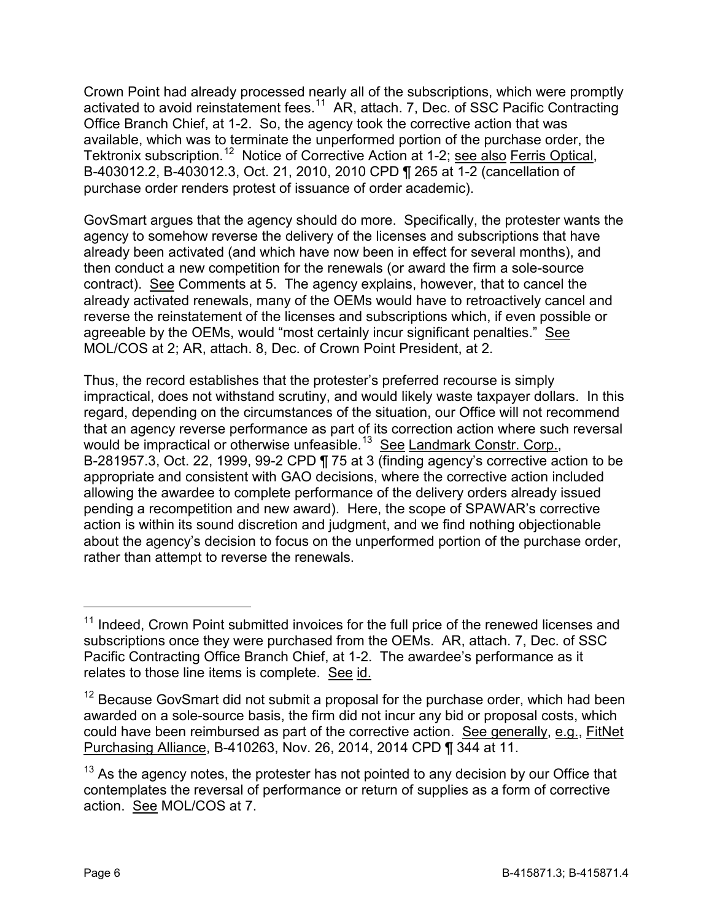Crown Point had already processed nearly all of the subscriptions, which were promptly activated to avoid reinstatement fees.[11] AR, attach. 7, Dec. of SSC Pacific Contracting Office Branch Chief, at 1-2. So, the agency took the corrective action that was available, which was to terminate the unperformed portion of the purchase order, the Tektronix subscription.[12] Notice of Corrective Action at 1-2; see also Ferris Optical, B-403012.2, B-403012.3, Oct. 21, 2010, 2010 CPD ¶ 265 at 1-2 (cancellation of purchase order renders protest of issuance of order academic).

GovSmart argues that the agency should do more. Specifically, the protester wants the agency to somehow reverse the delivery of the licenses and subscriptions that have already been activated (and which have now been in effect for several months), and then conduct a new competition for the renewals (or award the firm a sole-source contract). See Comments at 5. The agency explains, however, that to cancel the already activated renewals, many of the OEMs would have to retroactively cancel and reverse the reinstatement of the licenses and subscriptions which, if even possible or agreeable by the OEMs, would "most certainly incur significant penalties." See MOL/COS at 2; AR, attach. 8, Dec. of Crown Point President, at 2.

Thus, the record establishes that the protester's preferred recourse is simply impractical, does not withstand scrutiny, and would likely waste taxpayer dollars. In this regard, depending on the circumstances of the situation, our Office will not recommend that an agency reverse performance as part of its correction action where such reversal would be impractical or otherwise unfeasible.[13] See Landmark Constr. Corp., B-281957.3, Oct. 22, 1999, 99-2 CPD ¶ 75 at 3 (finding agency's corrective action to be appropriate and consistent with GAO decisions, where the corrective action included allowing the awardee to complete performance of the delivery orders already issued pending a recompetition and new award). Here, the scope of SPAWAR's corrective action is within its sound discretion and judgment, and we find nothing objectionable about the agency's decision to focus on the unperformed portion of the purchase order, rather than attempt to reverse the renewals.

---

[11] Indeed, Crown Point submitted invoices for the full price of the renewed licenses and subscriptions once they were purchased from the OEMs. AR, attach. 7, Dec. of SSC Pacific Contracting Office Branch Chief, at 1-2. The awardee's performance as it relates to those line items is complete. See id.

[12] Because GovSmart did not submit a proposal for the purchase order, which had been awarded on a sole-source basis, the firm did not incur any bid or proposal costs, which could have been reimbursed as part of the corrective action. See generally, e.g., FitNet Purchasing Alliance, B-410263, Nov. 26, 2014, 2014 CPD ¶ 344 at 11.

[13] As the agency notes, the protester has not pointed to any decision by our Office that contemplates the reversal of performance or return of supplies as a form of corrective action. See MOL/COS at 7.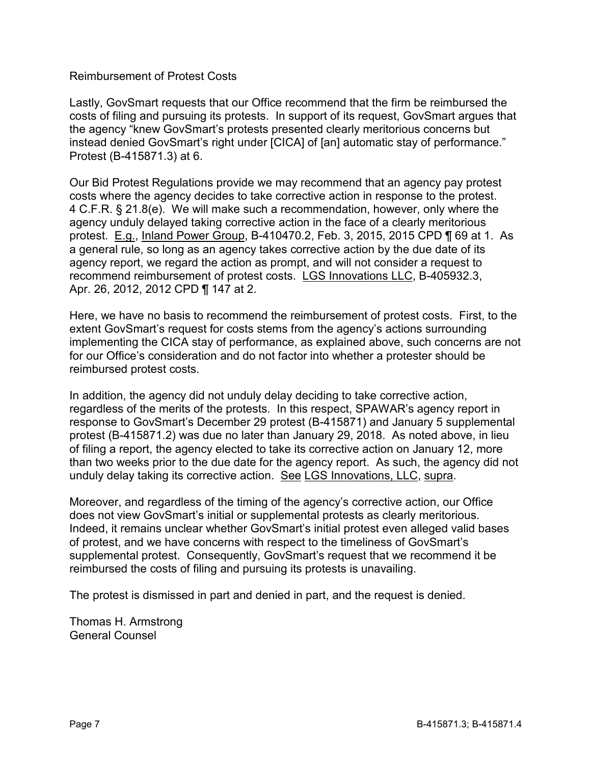Reimbursement of Protest Costs

Lastly, GovSmart requests that our Office recommend that the firm be reimbursed the costs of filing and pursuing its protests. In support of its request, GovSmart argues that the agency "knew GovSmart's protests presented clearly meritorious concerns but instead denied GovSmart's right under [CICA] of [an] automatic stay of performance." Protest (B-415871.3) at 6.

Our Bid Protest Regulations provide we may recommend that an agency pay protest costs where the agency decides to take corrective action in response to the protest. 4 C.F.R. § 21.8(e). We will make such a recommendation, however, only where the agency unduly delayed taking corrective action in the face of a clearly meritorious protest. E.g., Inland Power Group, B-410470.2, Feb. 3, 2015, 2015 CPD ¶ 69 at 1. As a general rule, so long as an agency takes corrective action by the due date of its agency report, we regard the action as prompt, and will not consider a request to recommend reimbursement of protest costs. LGS Innovations LLC, B-405932.3, Apr. 26, 2012, 2012 CPD ¶ 147 at 2.

Here, we have no basis to recommend the reimbursement of protest costs. First, to the extent GovSmart's request for costs stems from the agency's actions surrounding implementing the CICA stay of performance, as explained above, such concerns are not for our Office's consideration and do not factor into whether a protester should be reimbursed protest costs.

In addition, the agency did not unduly delay deciding to take corrective action, regardless of the merits of the protests. In this respect, SPAWAR's agency report in response to GovSmart's December 29 protest (B-415871) and January 5 supplemental protest (B-415871.2) was due no later than January 29, 2018. As noted above, in lieu of filing a report, the agency elected to take its corrective action on January 12, more than two weeks prior to the due date for the agency report. As such, the agency did not unduly delay taking its corrective action. See LGS Innovations, LLC, supra.

Moreover, and regardless of the timing of the agency's corrective action, our Office does not view GovSmart's initial or supplemental protests as clearly meritorious. Indeed, it remains unclear whether GovSmart's initial protest even alleged valid bases of protest, and we have concerns with respect to the timeliness of GovSmart's supplemental protest. Consequently, GovSmart's request that we recommend it be reimbursed the costs of filing and pursuing its protests is unavailing.

The protest is dismissed in part and denied in part, and the request is denied.

Thomas H. Armstrong
General Counsel